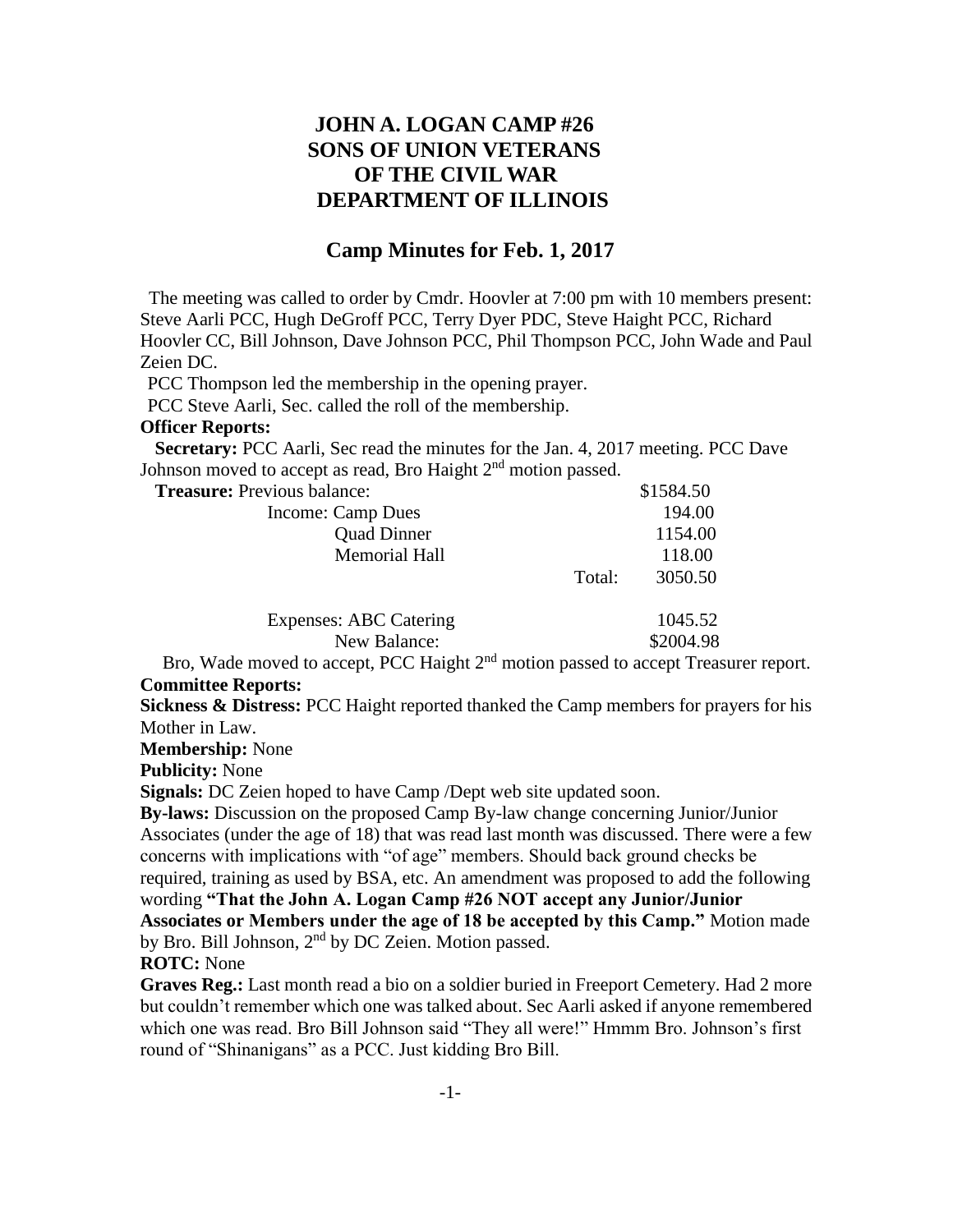# JOHN A. LOGAN CAMP #26
# SONS OF UNION VETERANS
# OF THE CIVIL WAR
# DEPARTMENT OF ILLINOIS

## Camp Minutes for Feb. 1, 2017

The meeting was called to order by Cmdr. Hoovler at 7:00 pm with 10 members present: Steve Aarli PCC, Hugh DeGroff PCC, Terry Dyer PDC, Steve Haight PCC, Richard Hoovler CC, Bill Johnson, Dave Johnson PCC, Phil Thompson PCC, John Wade and Paul Zeien DC.

PCC Thompson led the membership in the opening prayer.

PCC Steve Aarli, Sec. called the roll of the membership.

**Officer Reports:**

**Secretary:** PCC Aarli, Sec read the minutes for the Jan. 4, 2017 meeting. PCC Dave Johnson moved to accept as read, Bro Haight 2nd motion passed.

| **Treasure:** Previous balance: | | $1584.50 |
|---|---|---|
| Income: Camp Dues | | 194.00 |
| Quad Dinner | | 1154.00 |
| Memorial Hall | | 118.00 |
| | Total: | 3050.50 |
| Expenses: ABC Catering | | 1045.52 |
| New Balance: | | $2004.98 |

Bro, Wade moved to accept, PCC Haight 2nd motion passed to accept Treasurer report.

**Committee Reports:**

**Sickness & Distress:** PCC Haight reported thanked the Camp members for prayers for his Mother in Law.

**Membership:** None

**Publicity:** None

**Signals:** DC Zeien hoped to have Camp /Dept web site updated soon.

**By-laws:** Discussion on the proposed Camp By-law change concerning Junior/Junior Associates (under the age of 18) that was read last month was discussed. There were a few concerns with implications with "of age" members. Should back ground checks be required, training as used by BSA, etc. An amendment was proposed to add the following wording **"That the John A. Logan Camp #26 NOT accept any Junior/Junior Associates or Members under the age of 18 be accepted by this Camp."** Motion made by Bro. Bill Johnson, 2nd by DC Zeien. Motion passed.

**ROTC:** None

**Graves Reg.:** Last month read a bio on a soldier buried in Freeport Cemetery. Had 2 more but couldn't remember which one was talked about. Sec Aarli asked if anyone remembered which one was read. Bro Bill Johnson said "They all were!" Hmmm Bro. Johnson's first round of "Shinanigans" as a PCC. Just kidding Bro Bill.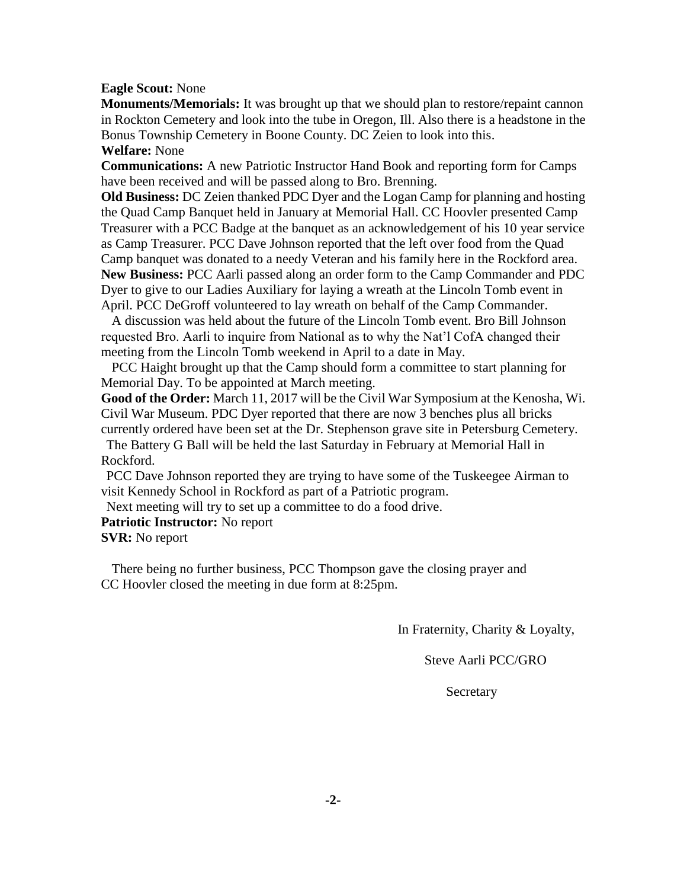**Eagle Scout:** None

**Monuments/Memorials:** It was brought up that we should plan to restore/repaint cannon in Rockton Cemetery and look into the tube in Oregon, Ill. Also there is a headstone in the Bonus Township Cemetery in Boone County. DC Zeien to look into this.

**Welfare:** None

**Communications:** A new Patriotic Instructor Hand Book and reporting form for Camps have been received and will be passed along to Bro. Brenning.

**Old Business:** DC Zeien thanked PDC Dyer and the Logan Camp for planning and hosting the Quad Camp Banquet held in January at Memorial Hall. CC Hoovler presented Camp Treasurer with a PCC Badge at the banquet as an acknowledgement of his 10 year service as Camp Treasurer. PCC Dave Johnson reported that the left over food from the Quad Camp banquet was donated to a needy Veteran and his family here in the Rockford area.

**New Business:** PCC Aarli passed along an order form to the Camp Commander and PDC Dyer to give to our Ladies Auxiliary for laying a wreath at the Lincoln Tomb event in April. PCC DeGroff volunteered to lay wreath on behalf of the Camp Commander.

A discussion was held about the future of the Lincoln Tomb event. Bro Bill Johnson requested Bro. Aarli to inquire from National as to why the Nat'l CofA changed their meeting from the Lincoln Tomb weekend in April to a date in May.

PCC Haight brought up that the Camp should form a committee to start planning for Memorial Day. To be appointed at March meeting.

**Good of the Order:** March 11, 2017 will be the Civil War Symposium at the Kenosha, Wi. Civil War Museum. PDC Dyer reported that there are now 3 benches plus all bricks currently ordered have been set at the Dr. Stephenson grave site in Petersburg Cemetery.

The Battery G Ball will be held the last Saturday in February at Memorial Hall in Rockford.

PCC Dave Johnson reported they are trying to have some of the Tuskeegee Airman to visit Kennedy School in Rockford as part of a Patriotic program.

Next meeting will try to set up a committee to do a food drive.

**Patriotic Instructor:** No report

**SVR:** No report

There being no further business, PCC Thompson gave the closing prayer and CC Hoovler closed the meeting in due form at 8:25pm.

In Fraternity, Charity & Loyalty,

Steve Aarli PCC/GRO

Secretary